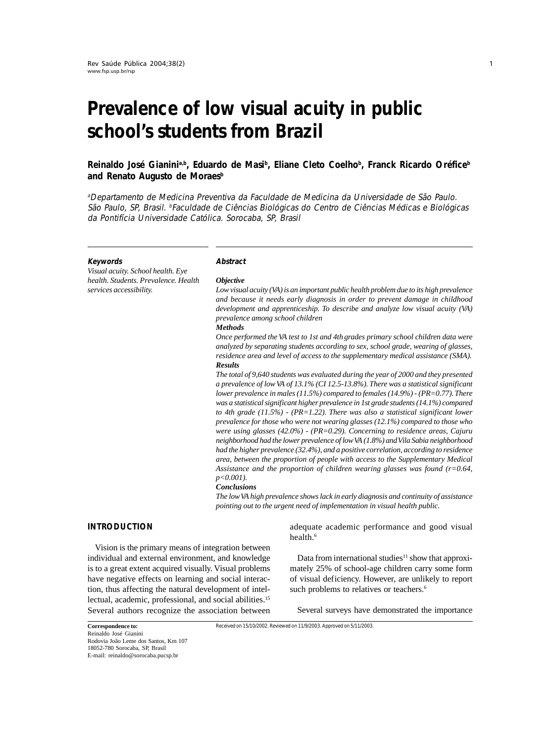# Prevalence of low visual acuity in public school's students from Brazil

**Reinaldo José Gianini[a,b], Eduardo de Masi[b], Eliane Cleto Coelho[b], Franck Ricardo Oréfice[b] and Renato Augusto de Moraes[b]**

*[a]Departamento de Medicina Preventiva da Faculdade de Medicina da Universidade de São Paulo. São Paulo, SP, Brasil. [b]Faculdade de Ciências Biológicas do Centro de Ciências Médicas e Biológicas da Pontifícia Universidade Católica. Sorocaba, SP, Brasil*

**Keywords**

*Visual acuity. School health. Eye health. Students. Prevalence. Health services accessibility.*

**Abstract**

***Objective***

*Low visual acuity (VA) is an important public health problem due to its high prevalence and because it needs early diagnosis in order to prevent damage in childhood development and apprenticeship. To describe and analyze low visual acuity (VA) prevalence among school children*

***Methods***

*Once performed the VA test to 1st and 4th grades primary school children data were analyzed by separating students according to sex, school grade, wearing of glasses, residence area and level of access to the supplementary medical assistance (SMA).*

***Results***

*The total of 9,640 students was evaluated during the year of 2000 and they presented a prevalence of low VA of 13.1% (CI 12.5-13.8%). There was a statistical significant lower prevalence in males (11.5%) compared to females (14.9%) - (PR=0.77). There was a statistical significant higher prevalence in 1st grade students (14.1%) compared to 4th grade (11.5%) - (PR=1.22). There was also a statistical significant lower prevalence for those who were not wearing glasses (12.1%) compared to those who were using glasses (42.0%) - (PR=0.29). Concerning to residence areas, Cajuru neighborhood had the lower prevalence of low VA (1.8%) and Vila Sabia neighborhood had the higher prevalence (32.4%), and a positive correlation, according to residence area, between the proportion of people with access to the Supplementary Medical Assistance and the proportion of children wearing glasses was found (r=0.64, p<0.001).*

***Conclusions***

*The low VA high prevalence shows lack in early diagnosis and continuity of assistance pointing out to the urgent need of implementation in visual health public.*

## INTRODUCTION

Vision is the primary means of integration between individual and external environment, and knowledge is to a great extent acquired visually. Visual problems have negative effects on learning and social interaction, thus affecting the natural development of intellectual, academic, professional, and social abilities.[15] Several authors recognize the association between adequate academic performance and good visual health.[6]

Data from international studies[11] show that approximately 25% of school-age children carry some form of visual deficiency. However, are unlikely to report such problems to relatives or teachers.[6]

Several surveys have demonstrated the importance

**Correspondence to:**
Reinaldo José Gianini
Rodovia João Leme dos Santos, Km 107
18052-780 Sorocaba, SP, Brasil
E-mail: reinaldo@sorocaba.pucsp.br

Received on 15/10/2002. Reviewed on 11/9/2003. Approved on 5/11/2003.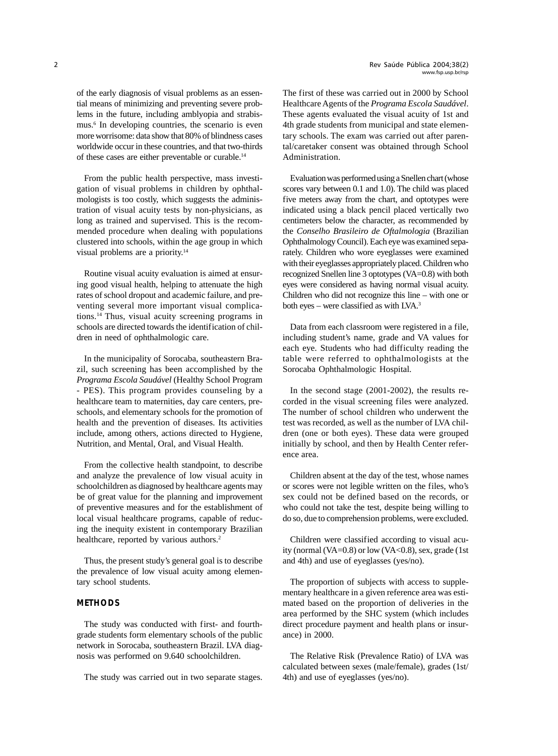of the early diagnosis of visual problems as an essential means of minimizing and preventing severe problems in the future, including amblyopia and strabismus.[6] In developing countries, the scenario is even more worrisome: data show that 80% of blindness cases worldwide occur in these countries, and that two-thirds of these cases are either preventable or curable.[14]

From the public health perspective, mass investigation of visual problems in children by ophthalmologists is too costly, which suggests the administration of visual acuity tests by non-physicians, as long as trained and supervised. This is the recommended procedure when dealing with populations clustered into schools, within the age group in which visual problems are a priority.[14]

Routine visual acuity evaluation is aimed at ensuring good visual health, helping to attenuate the high rates of school dropout and academic failure, and preventing several more important visual complications.[14] Thus, visual acuity screening programs in schools are directed towards the identification of children in need of ophthalmologic care.

In the municipality of Sorocaba, southeastern Brazil, such screening has been accomplished by the *Programa Escola Saudável* (Healthy School Program - PES). This program provides counseling by a healthcare team to maternities, day care centers, preschools, and elementary schools for the promotion of health and the prevention of diseases. Its activities include, among others, actions directed to Hygiene, Nutrition, and Mental, Oral, and Visual Health.

From the collective health standpoint, to describe and analyze the prevalence of low visual acuity in schoolchildren as diagnosed by healthcare agents may be of great value for the planning and improvement of preventive measures and for the establishment of local visual healthcare programs, capable of reducing the inequity existent in contemporary Brazilian healthcare, reported by various authors.[2]

Thus, the present study's general goal is to describe the prevalence of low visual acuity among elementary school students.

## METHODS

The study was conducted with first- and fourth-grade students form elementary schools of the public network in Sorocaba, southeastern Brazil. LVA diagnosis was performed on 9.640 schoolchildren.

The study was carried out in two separate stages. The first of these was carried out in 2000 by School Healthcare Agents of the *Programa Escola Saudável*. These agents evaluated the visual acuity of 1st and 4th grade students from municipal and state elementary schools. The exam was carried out after parental/caretaker consent was obtained through School Administration.

Evaluation was performed using a Snellen chart (whose scores vary between 0.1 and 1.0). The child was placed five meters away from the chart, and optotypes were indicated using a black pencil placed vertically two centimeters below the character, as recommended by the *Conselho Brasileiro de Oftalmologia* (Brazilian Ophthalmology Council). Each eye was examined separately. Children who wore eyeglasses were examined with their eyeglasses appropriately placed. Children who recognized Snellen line 3 optotypes (VA=0.8) with both eyes were considered as having normal visual acuity. Children who did not recognize this line – with one or both eyes – were classified as with LVA.[3]

Data from each classroom were registered in a file, including student's name, grade and VA values for each eye. Students who had difficulty reading the table were referred to ophthalmologists at the Sorocaba Ophthalmologic Hospital.

In the second stage (2001-2002), the results recorded in the visual screening files were analyzed. The number of school children who underwent the test was recorded, as well as the number of LVA children (one or both eyes). These data were grouped initially by school, and then by Health Center reference area.

Children absent at the day of the test, whose names or scores were not legible written on the files, who's sex could not be defined based on the records, or who could not take the test, despite being willing to do so, due to comprehension problems, were excluded.

Children were classified according to visual acuity (normal (VA=0.8) or low (VA<0.8), sex, grade (1st and 4th) and use of eyeglasses (yes/no).

The proportion of subjects with access to supplementary healthcare in a given reference area was estimated based on the proportion of deliveries in the area performed by the SHC system (which includes direct procedure payment and health plans or insurance) in 2000.

The Relative Risk (Prevalence Ratio) of LVA was calculated between sexes (male/female), grades (1st/4th) and use of eyeglasses (yes/no).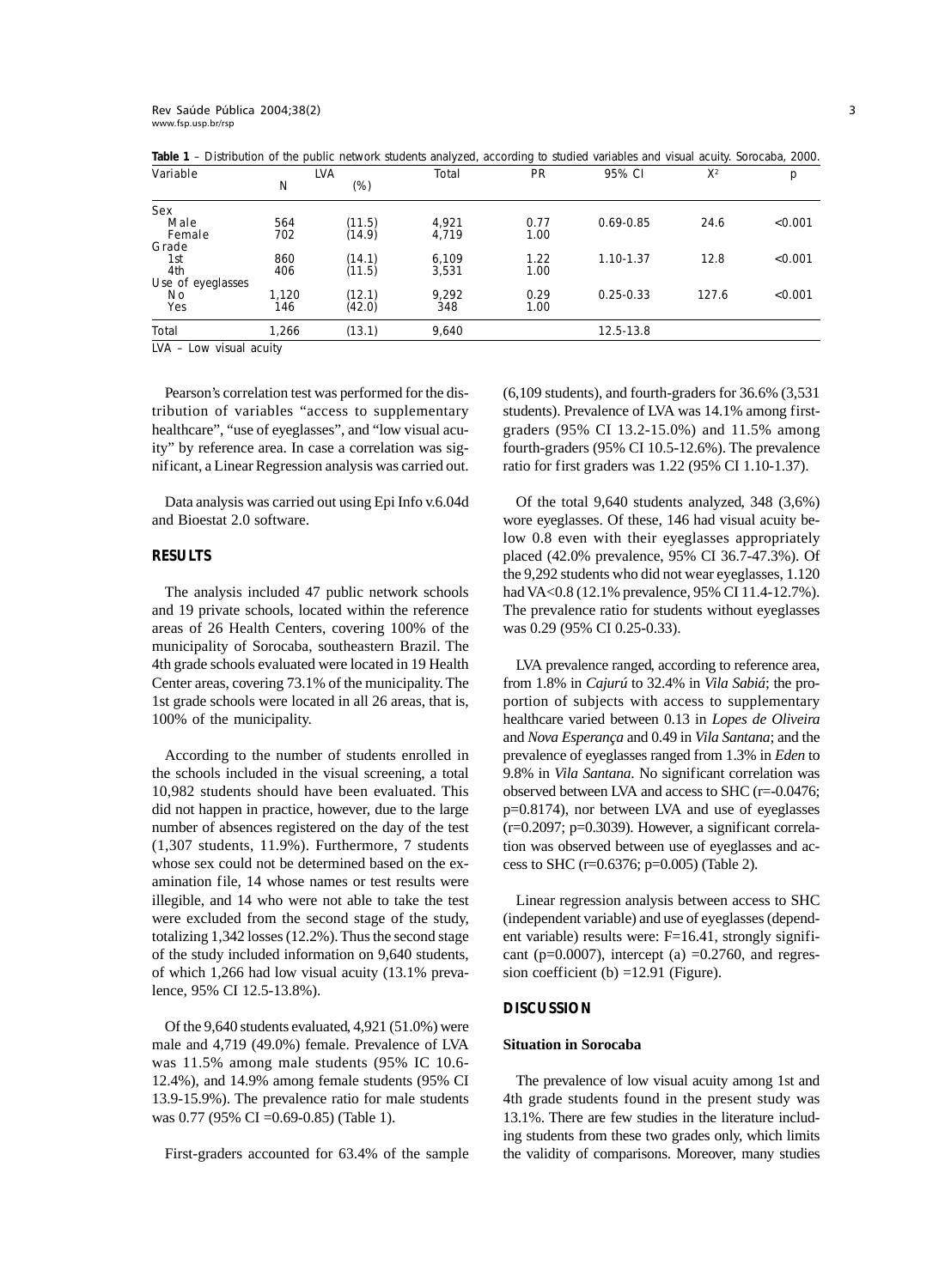**Table 1** – Distribution of the public network students analyzed, according to studied variables and visual acuity. Sorocaba, 2000.

| Variable | LVA N | LVA (%) | Total | PR | 95% CI | $X^2$ | p |
|---|---|---|---|---|---|---|---|
| Sex | | | | | | | |
| Male | 564 | (11.5) | 4,921 | 0.77 | 0.69-0.85 | 24.6 | <0.001 |
| Female | 702 | (14.9) | 4,719 | 1.00 | | | |
| Grade | | | | | | | |
| 1st | 860 | (14.1) | 6,109 | 1.22 | 1.10-1.37 | 12.8 | <0.001 |
| 4th | 406 | (11.5) | 3,531 | 1.00 | | | |
| Use of eyeglasses | | | | | | | |
| No | 1,120 | (12.1) | 9,292 | 0.29 | 0.25-0.33 | 127.6 | <0.001 |
| Yes | 146 | (42.0) | 348 | 1.00 | | | |
| Total | 1,266 | (13.1) | 9,640 | | 12.5-13.8 | | |

LVA – Low visual acuity

Pearson's correlation test was performed for the distribution of variables "access to supplementary healthcare", "use of eyeglasses", and "low visual acuity" by reference area. In case a correlation was significant, a Linear Regression analysis was carried out.

Data analysis was carried out using Epi Info v.6.04d and Bioestat 2.0 software.

## RESULTS

The analysis included 47 public network schools and 19 private schools, located within the reference areas of 26 Health Centers, covering 100% of the municipality of Sorocaba, southeastern Brazil. The 4th grade schools evaluated were located in 19 Health Center areas, covering 73.1% of the municipality. The 1st grade schools were located in all 26 areas, that is, 100% of the municipality.

According to the number of students enrolled in the schools included in the visual screening, a total 10,982 students should have been evaluated. This did not happen in practice, however, due to the large number of absences registered on the day of the test (1,307 students, 11.9%). Furthermore, 7 students whose sex could not be determined based on the examination file, 14 whose names or test results were illegible, and 14 who were not able to take the test were excluded from the second stage of the study, totalizing 1,342 losses (12.2%). Thus the second stage of the study included information on 9,640 students, of which 1,266 had low visual acuity (13.1% prevalence, 95% CI 12.5-13.8%).

Of the 9,640 students evaluated, 4,921 (51.0%) were male and 4,719 (49.0%) female. Prevalence of LVA was 11.5% among male students (95% IC 10.6-12.4%), and 14.9% among female students (95% CI 13.9-15.9%). The prevalence ratio for male students was 0.77 (95% CI =0.69-0.85) (Table 1).

First-graders accounted for 63.4% of the sample (6,109 students), and fourth-graders for 36.6% (3,531 students). Prevalence of LVA was 14.1% among first-graders (95% CI 13.2-15.0%) and 11.5% among fourth-graders (95% CI 10.5-12.6%). The prevalence ratio for first graders was 1.22 (95% CI 1.10-1.37).

Of the total 9,640 students analyzed, 348 (3,6%) wore eyeglasses. Of these, 146 had visual acuity below 0.8 even with their eyeglasses appropriately placed (42.0% prevalence, 95% CI 36.7-47.3%). Of the 9,292 students who did not wear eyeglasses, 1.120 had VA<0.8 (12.1% prevalence, 95% CI 11.4-12.7%). The prevalence ratio for students without eyeglasses was 0.29 (95% CI 0.25-0.33).

LVA prevalence ranged, according to reference area, from 1.8% in *Cajurú* to 32.4% in *Vila Sabiá*; the proportion of subjects with access to supplementary healthcare varied between 0.13 in *Lopes de Oliveira* and *Nova Esperança* and 0.49 in *Vila Santana*; and the prevalence of eyeglasses ranged from 1.3% in *Eden* to 9.8% in *Vila Santana*. No significant correlation was observed between LVA and access to SHC (r=-0.0476; p=0.8174), nor between LVA and use of eyeglasses (r=0.2097; p=0.3039). However, a significant correlation was observed between use of eyeglasses and access to SHC (r=0.6376; p=0.005) (Table 2).

Linear regression analysis between access to SHC (independent variable) and use of eyeglasses (dependent variable) results were: F=16.41, strongly significant (p=0.0007), intercept (a) =0.2760, and regression coefficient (b) =12.91 (Figure).

## DISCUSSION

### Situation in Sorocaba

The prevalence of low visual acuity among 1st and 4th grade students found in the present study was 13.1%. There are few studies in the literature including students from these two grades only, which limits the validity of comparisons. Moreover, many studies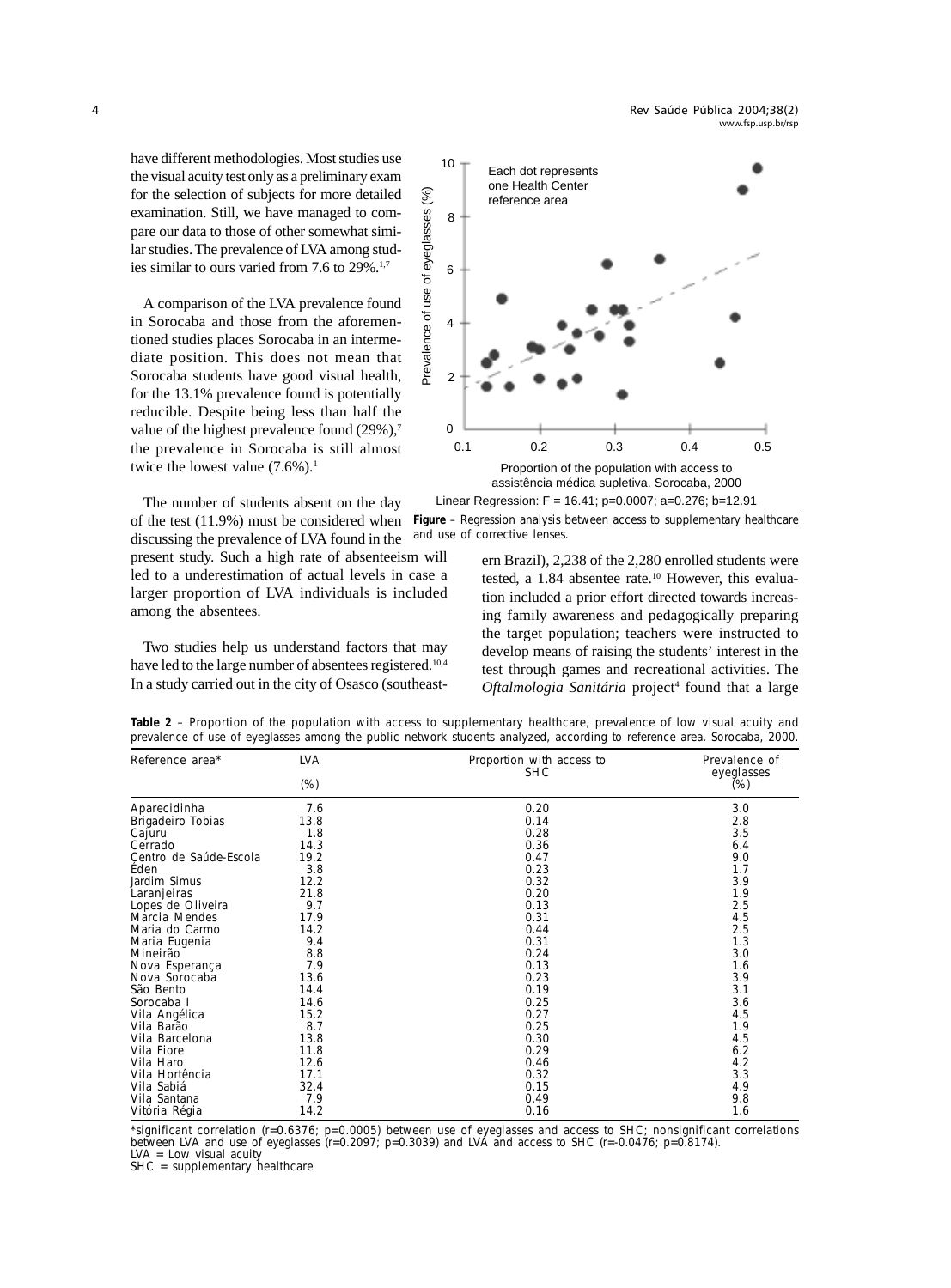have different methodologies. Most studies use the visual acuity test only as a preliminary exam for the selection of subjects for more detailed examination. Still, we have managed to compare our data to those of other somewhat similar studies. The prevalence of LVA among studies similar to ours varied from 7.6 to 29%.[1,7]

A comparison of the LVA prevalence found in Sorocaba and those from the aforementioned studies places Sorocaba in an intermediate position. This does not mean that Sorocaba students have good visual health, for the 13.1% prevalence found is potentially reducible. Despite being less than half the value of the highest prevalence found (29%),[7] the prevalence in Sorocaba is still almost twice the lowest value (7.6%).[1]

The number of students absent on the day of the test (11.9%) must be considered when discussing the prevalence of LVA found in the present study. Such a high rate of absenteeism will led to a underestimation of actual levels in case a larger proportion of LVA individuals is included among the absentees.

Two studies help us understand factors that may have led to the large number of absentees registered.[10,4] In a study carried out in the city of Osasco (southeastern Brazil), 2,238 of the 2,280 enrolled students were tested, a 1.84 absentee rate.[10] However, this evaluation included a prior effort directed towards increasing family awareness and pedagogically preparing the target population; teachers were instructed to develop means of raising the students' interest in the test through games and recreational activities. The *Oftalmologia Sanitária* project[4] found that a large

Linear Regression: F = 16.41; p=0.0007; a=0.276; b=12.91

**Figure** – Regression analysis between access to supplementary healthcare and use of corrective lenses.

**Table 2** – Proportion of the population with access to supplementary healthcare, prevalence of low visual acuity and prevalence of use of eyeglasses among the public network students analyzed, according to reference area. Sorocaba, 2000.

| Reference area* | LVA (%) | Proportion with access to SHC | Prevalence of eyeglasses (%) |
|---|---|---|---|
| Aparecidinha | 7.6 | 0.20 | 3.0 |
| Brigadeiro Tobias | 13.8 | 0.14 | 2.8 |
| Cajuru | 1.8 | 0.28 | 3.5 |
| Cerrado | 14.3 | 0.36 | 6.4 |
| Centro de Saúde-Escola | 19.2 | 0.47 | 9.0 |
| Éden | 3.8 | 0.23 | 1.7 |
| Jardim Simus | 12.2 | 0.32 | 3.9 |
| Laranjeiras | 21.8 | 0.20 | 1.9 |
| Lopes de Oliveira | 9.7 | 0.13 | 2.5 |
| Marcia Mendes | 17.9 | 0.31 | 4.5 |
| Maria do Carmo | 14.2 | 0.44 | 2.5 |
| Maria Eugenia | 9.4 | 0.31 | 1.3 |
| Mineirão | 8.8 | 0.24 | 3.0 |
| Nova Esperança | 7.9 | 0.13 | 1.6 |
| Nova Sorocaba | 13.6 | 0.23 | 3.9 |
| São Bento | 14.4 | 0.19 | 3.1 |
| Sorocaba I | 14.6 | 0.25 | 3.6 |
| Vila Angélica | 15.2 | 0.27 | 4.5 |
| Vila Barão | 8.7 | 0.25 | 1.9 |
| Vila Barcelona | 13.8 | 0.30 | 4.5 |
| Vila Fiore | 11.8 | 0.29 | 6.2 |
| Vila Haro | 12.6 | 0.46 | 4.2 |
| Vila Hortência | 17.1 | 0.32 | 3.3 |
| Vila Sabiá | 32.4 | 0.15 | 4.9 |
| Vila Santana | 7.9 | 0.49 | 9.8 |
| Vitória Régia | 14.2 | 0.16 | 1.6 |

*significant correlation (r=0.6376; p=0.0005) between use of eyeglasses and access to SHC; nonsignificant correlations between LVA and use of eyeglasses (r=0.2097; p=0.3039) and LVA and access to SHC (r=-0.0476; p=0.8174).
LVA = Low visual acuity
SHC = supplementary healthcare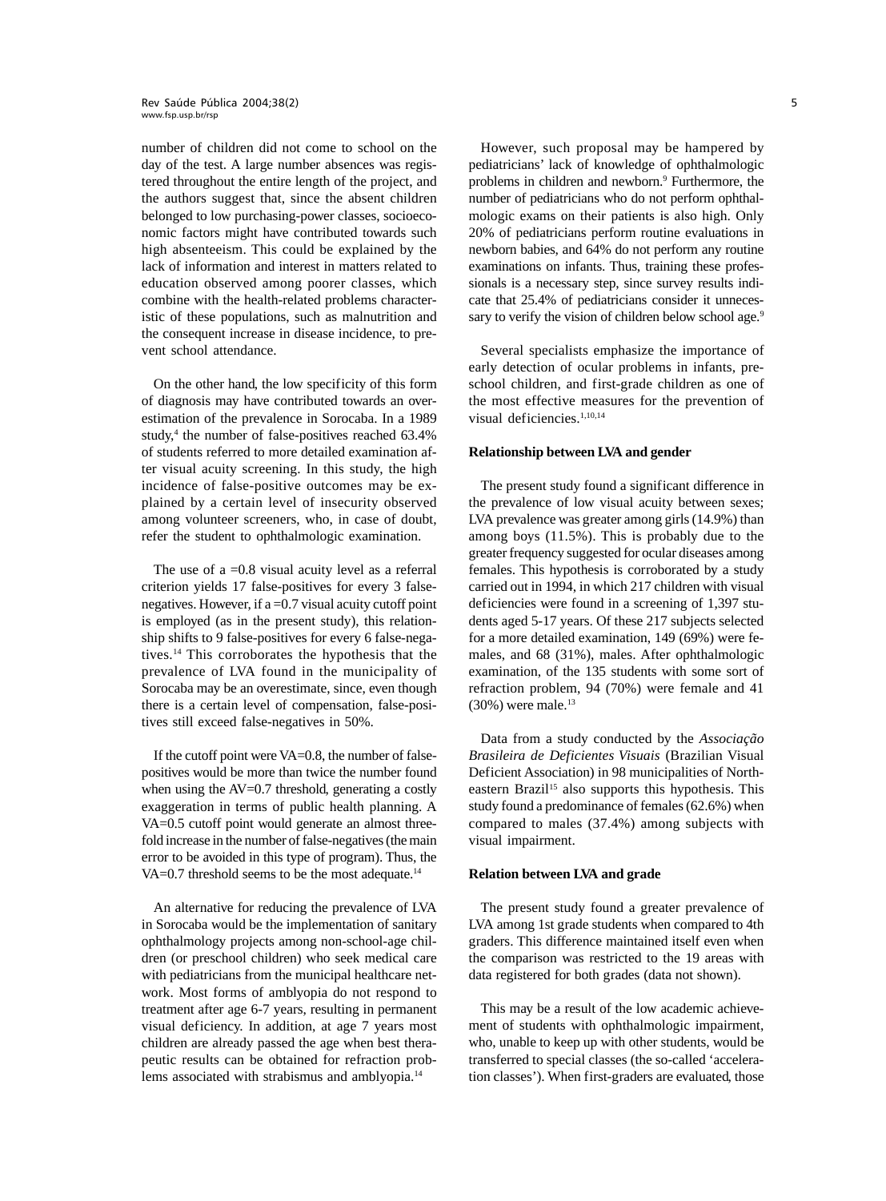number of children did not come to school on the day of the test. A large number absences was registered throughout the entire length of the project, and the authors suggest that, since the absent children belonged to low purchasing-power classes, socioeconomic factors might have contributed towards such high absenteeism. This could be explained by the lack of information and interest in matters related to education observed among poorer classes, which combine with the health-related problems characteristic of these populations, such as malnutrition and the consequent increase in disease incidence, to prevent school attendance.

On the other hand, the low specificity of this form of diagnosis may have contributed towards an overestimation of the prevalence in Sorocaba. In a 1989 study,[4] the number of false-positives reached 63.4% of students referred to more detailed examination after visual acuity screening. In this study, the high incidence of false-positive outcomes may be explained by a certain level of insecurity observed among volunteer screeners, who, in case of doubt, refer the student to ophthalmologic examination.

The use of a =0.8 visual acuity level as a referral criterion yields 17 false-positives for every 3 false-negatives. However, if a =0.7 visual acuity cutoff point is employed (as in the present study), this relationship shifts to 9 false-positives for every 6 false-negatives.[14] This corroborates the hypothesis that the prevalence of LVA found in the municipality of Sorocaba may be an overestimate, since, even though there is a certain level of compensation, false-positives still exceed false-negatives in 50%.

If the cutoff point were VA=0.8, the number of false-positives would be more than twice the number found when using the AV=0.7 threshold, generating a costly exaggeration in terms of public health planning. A VA=0.5 cutoff point would generate an almost threefold increase in the number of false-negatives (the main error to be avoided in this type of program). Thus, the VA=0.7 threshold seems to be the most adequate.[14]

An alternative for reducing the prevalence of LVA in Sorocaba would be the implementation of sanitary ophthalmology projects among non-school-age children (or preschool children) who seek medical care with pediatricians from the municipal healthcare network. Most forms of amblyopia do not respond to treatment after age 6-7 years, resulting in permanent visual deficiency. In addition, at age 7 years most children are already passed the age when best therapeutic results can be obtained for refraction problems associated with strabismus and amblyopia.[14]

However, such proposal may be hampered by pediatricians' lack of knowledge of ophthalmologic problems in children and newborn.[9] Furthermore, the number of pediatricians who do not perform ophthalmologic exams on their patients is also high. Only 20% of pediatricians perform routine evaluations in newborn babies, and 64% do not perform any routine examinations on infants. Thus, training these professionals is a necessary step, since survey results indicate that 25.4% of pediatricians consider it unnecessary to verify the vision of children below school age.[9]

Several specialists emphasize the importance of early detection of ocular problems in infants, preschool children, and first-grade children as one of the most effective measures for the prevention of visual deficiencies.[1,10,14]

**Relationship between LVA and gender**

The present study found a significant difference in the prevalence of low visual acuity between sexes; LVA prevalence was greater among girls (14.9%) than among boys (11.5%). This is probably due to the greater frequency suggested for ocular diseases among females. This hypothesis is corroborated by a study carried out in 1994, in which 217 children with visual deficiencies were found in a screening of 1,397 students aged 5-17 years. Of these 217 subjects selected for a more detailed examination, 149 (69%) were females, and 68 (31%), males. After ophthalmologic examination, of the 135 students with some sort of refraction problem, 94 (70%) were female and 41 (30%) were male.[13]

Data from a study conducted by the *Associação Brasileira de Deficientes Visuais* (Brazilian Visual Deficient Association) in 98 municipalities of Northeastern Brazil[15] also supports this hypothesis. This study found a predominance of females (62.6%) when compared to males (37.4%) among subjects with visual impairment.

**Relation between LVA and grade**

The present study found a greater prevalence of LVA among 1st grade students when compared to 4th graders. This difference maintained itself even when the comparison was restricted to the 19 areas with data registered for both grades (data not shown).

This may be a result of the low academic achievement of students with ophthalmologic impairment, who, unable to keep up with other students, would be transferred to special classes (the so-called 'acceleration classes'). When first-graders are evaluated, those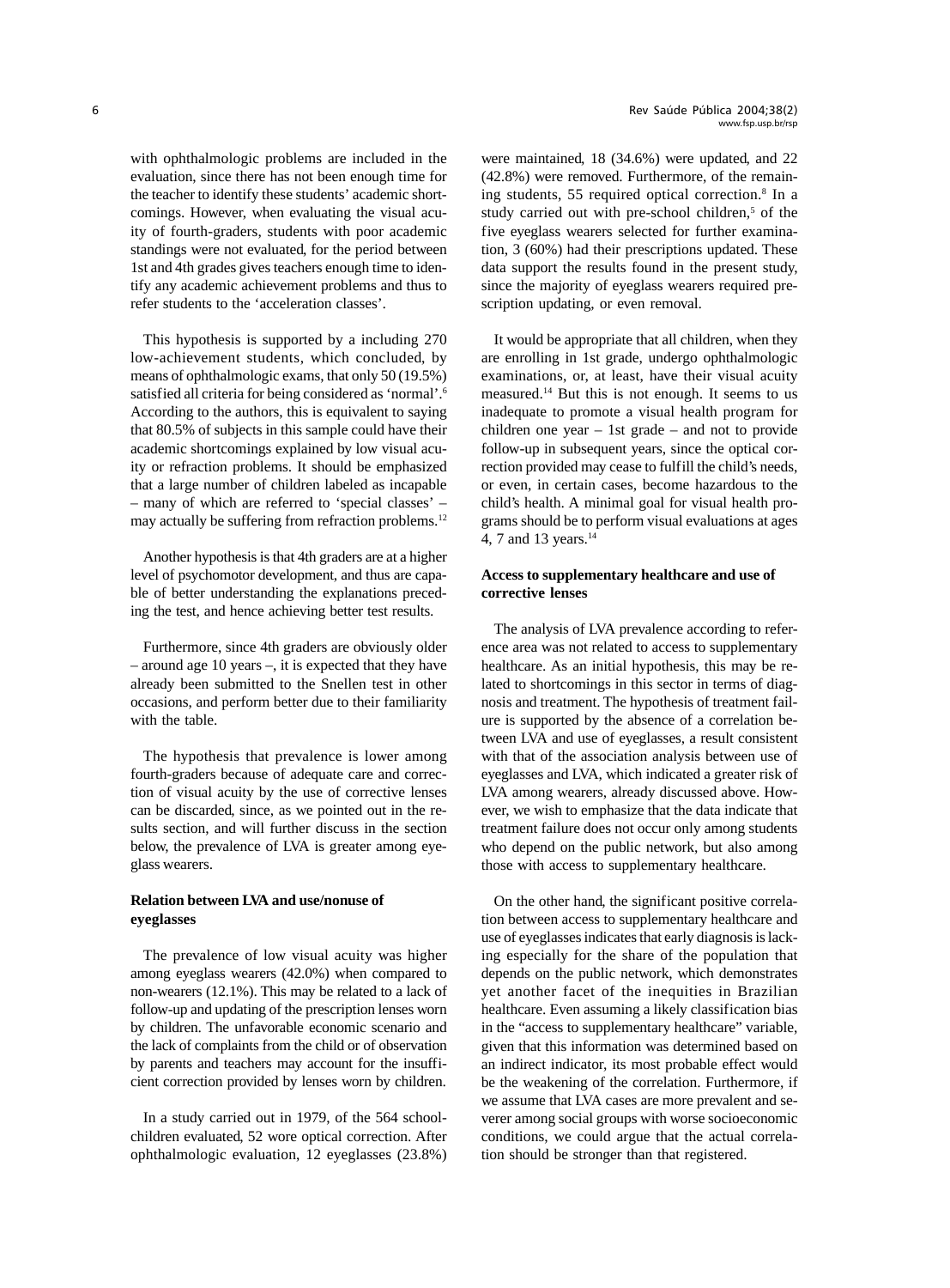with ophthalmologic problems are included in the evaluation, since there has not been enough time for the teacher to identify these students' academic shortcomings. However, when evaluating the visual acuity of fourth-graders, students with poor academic standings were not evaluated, for the period between 1st and 4th grades gives teachers enough time to identify any academic achievement problems and thus to refer students to the 'acceleration classes'.

This hypothesis is supported by a including 270 low-achievement students, which concluded, by means of ophthalmologic exams, that only 50 (19.5%) satisfied all criteria for being considered as 'normal'.[6] According to the authors, this is equivalent to saying that 80.5% of subjects in this sample could have their academic shortcomings explained by low visual acuity or refraction problems. It should be emphasized that a large number of children labeled as incapable – many of which are referred to 'special classes' – may actually be suffering from refraction problems.[12]

Another hypothesis is that 4th graders are at a higher level of psychomotor development, and thus are capable of better understanding the explanations preceding the test, and hence achieving better test results.

Furthermore, since 4th graders are obviously older – around age 10 years –, it is expected that they have already been submitted to the Snellen test in other occasions, and perform better due to their familiarity with the table.

The hypothesis that prevalence is lower among fourth-graders because of adequate care and correction of visual acuity by the use of corrective lenses can be discarded, since, as we pointed out in the results section, and will further discuss in the section below, the prevalence of LVA is greater among eyeglass wearers.

### Relation between LVA and use/nonuse of eyeglasses

The prevalence of low visual acuity was higher among eyeglass wearers (42.0%) when compared to non-wearers (12.1%). This may be related to a lack of follow-up and updating of the prescription lenses worn by children. The unfavorable economic scenario and the lack of complaints from the child or of observation by parents and teachers may account for the insufficient correction provided by lenses worn by children.

In a study carried out in 1979, of the 564 schoolchildren evaluated, 52 wore optical correction. After ophthalmologic evaluation, 12 eyeglasses (23.8%) were maintained, 18 (34.6%) were updated, and 22 (42.8%) were removed. Furthermore, of the remaining students, 55 required optical correction.[8] In a study carried out with pre-school children,[5] of the five eyeglass wearers selected for further examination, 3 (60%) had their prescriptions updated. These data support the results found in the present study, since the majority of eyeglass wearers required prescription updating, or even removal.

It would be appropriate that all children, when they are enrolling in 1st grade, undergo ophthalmologic examinations, or, at least, have their visual acuity measured.[14] But this is not enough. It seems to us inadequate to promote a visual health program for children one year – 1st grade – and not to provide follow-up in subsequent years, since the optical correction provided may cease to fulfill the child's needs, or even, in certain cases, become hazardous to the child's health. A minimal goal for visual health programs should be to perform visual evaluations at ages 4, 7 and 13 years.[14]

### Access to supplementary healthcare and use of corrective lenses

The analysis of LVA prevalence according to reference area was not related to access to supplementary healthcare. As an initial hypothesis, this may be related to shortcomings in this sector in terms of diagnosis and treatment. The hypothesis of treatment failure is supported by the absence of a correlation between LVA and use of eyeglasses, a result consistent with that of the association analysis between use of eyeglasses and LVA, which indicated a greater risk of LVA among wearers, already discussed above. However, we wish to emphasize that the data indicate that treatment failure does not occur only among students who depend on the public network, but also among those with access to supplementary healthcare.

On the other hand, the significant positive correlation between access to supplementary healthcare and use of eyeglasses indicates that early diagnosis is lacking especially for the share of the population that depends on the public network, which demonstrates yet another facet of the inequities in Brazilian healthcare. Even assuming a likely classification bias in the "access to supplementary healthcare" variable, given that this information was determined based on an indirect indicator, its most probable effect would be the weakening of the correlation. Furthermore, if we assume that LVA cases are more prevalent and severer among social groups with worse socioeconomic conditions, we could argue that the actual correlation should be stronger than that registered.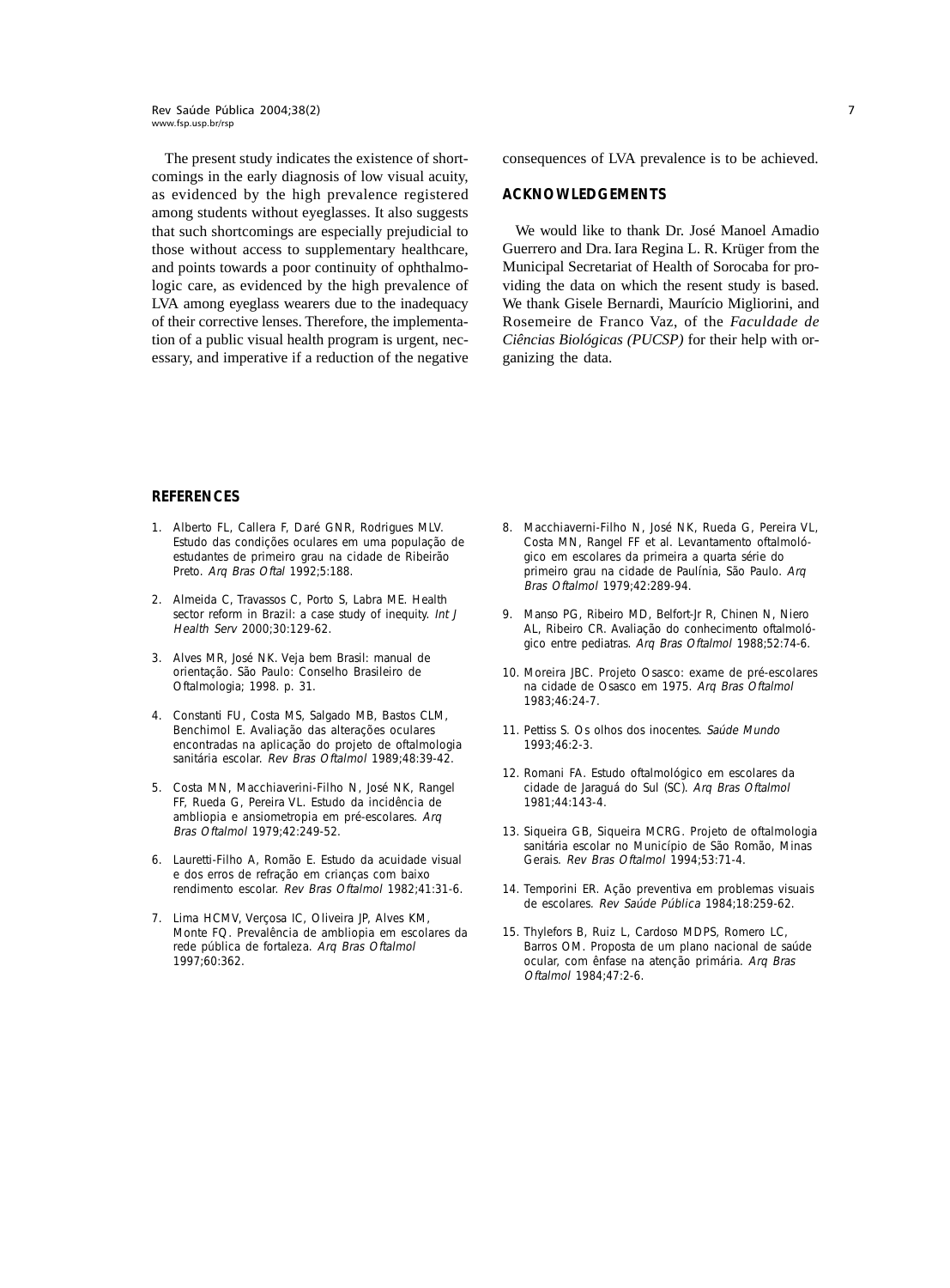The present study indicates the existence of shortcomings in the early diagnosis of low visual acuity, as evidenced by the high prevalence registered among students without eyeglasses. It also suggests that such shortcomings are especially prejudicial to those without access to supplementary healthcare, and points towards a poor continuity of ophthalmologic care, as evidenced by the high prevalence of LVA among eyeglass wearers due to the inadequacy of their corrective lenses. Therefore, the implementation of a public visual health program is urgent, necessary, and imperative if a reduction of the negative consequences of LVA prevalence is to be achieved.

## ACKNOWLEDGEMENTS

We would like to thank Dr. José Manoel Amadio Guerrero and Dra. Iara Regina L. R. Krüger from the Municipal Secretariat of Health of Sorocaba for providing the data on which the resent study is based. We thank Gisele Bernardi, Maurício Migliorini, and Rosemeire de Franco Vaz, of the *Faculdade de Ciências Biológicas (PUCSP)* for their help with organizing the data.

## REFERENCES

1. Alberto FL, Callera F, Daré GNR, Rodrigues MLV. Estudo das condições oculares em uma população de estudantes de primeiro grau na cidade de Ribeirão Preto. *Arq Bras Oftal* 1992;5:188.
2. Almeida C, Travassos C, Porto S, Labra ME. Health sector reform in Brazil: a case study of inequity. *Int J Health Serv* 2000;30:129-62.
3. Alves MR, José NK. Veja bem Brasil: manual de orientação. São Paulo: Conselho Brasileiro de Oftalmologia; 1998. p. 31.
4. Constanti FU, Costa MS, Salgado MB, Bastos CLM, Benchimol E. Avaliação das alterações oculares encontradas na aplicação do projeto de oftalmologia sanitária escolar. *Rev Bras Oftalmol* 1989;48:39-42.
5. Costa MN, Macchiaverini-Filho N, José NK, Rangel FF, Rueda G, Pereira VL. Estudo da incidência de ambliopia e ansiometropia em pré-escolares. *Arq Bras Oftalmol* 1979;42:249-52.
6. Lauretti-Filho A, Romão E. Estudo da acuidade visual e dos erros de refração em crianças com baixo rendimento escolar. *Rev Bras Oftalmol* 1982;41:31-6.
7. Lima HCMV, Verçosa IC, Oliveira JP, Alves KM, Monte FQ. Prevalência de ambliopia em escolares da rede pública de fortaleza. *Arq Bras Oftalmol* 1997;60:362.
8. Macchiaverni-Filho N, José NK, Rueda G, Pereira VL, Costa MN, Rangel FF et al. Levantamento oftalmológico em escolares da primeira a quarta série do primeiro grau na cidade de Paulínia, São Paulo. *Arq Bras Oftalmol* 1979;42:289-94.
9. Manso PG, Ribeiro MD, Belfort-Jr R, Chinen N, Niero AL, Ribeiro CR. Avaliação do conhecimento oftalmológico entre pediatras. *Arq Bras Oftalmol* 1988;52:74-6.
10. Moreira JBC. Projeto Osasco: exame de pré-escolares na cidade de Osasco em 1975. *Arq Bras Oftalmol* 1983;46:24-7.
11. Pettiss S. Os olhos dos inocentes. *Saúde Mundo* 1993;46:2-3.
12. Romani FA. Estudo oftalmológico em escolares da cidade de Jaraguá do Sul (SC). *Arq Bras Oftalmol* 1981;44:143-4.
13. Siqueira GB, Siqueira MCRG. Projeto de oftalmologia sanitária escolar no Município de São Romão, Minas Gerais. *Rev Bras Oftalmol* 1994;53:71-4.
14. Temporini ER. Ação preventiva em problemas visuais de escolares. *Rev Saúde Pública* 1984;18:259-62.
15. Thylefors B, Ruiz L, Cardoso MDPS, Romero LC, Barros OM. Proposta de um plano nacional de saúde ocular, com ênfase na atenção primária. *Arq Bras Oftalmol* 1984;47:2-6.